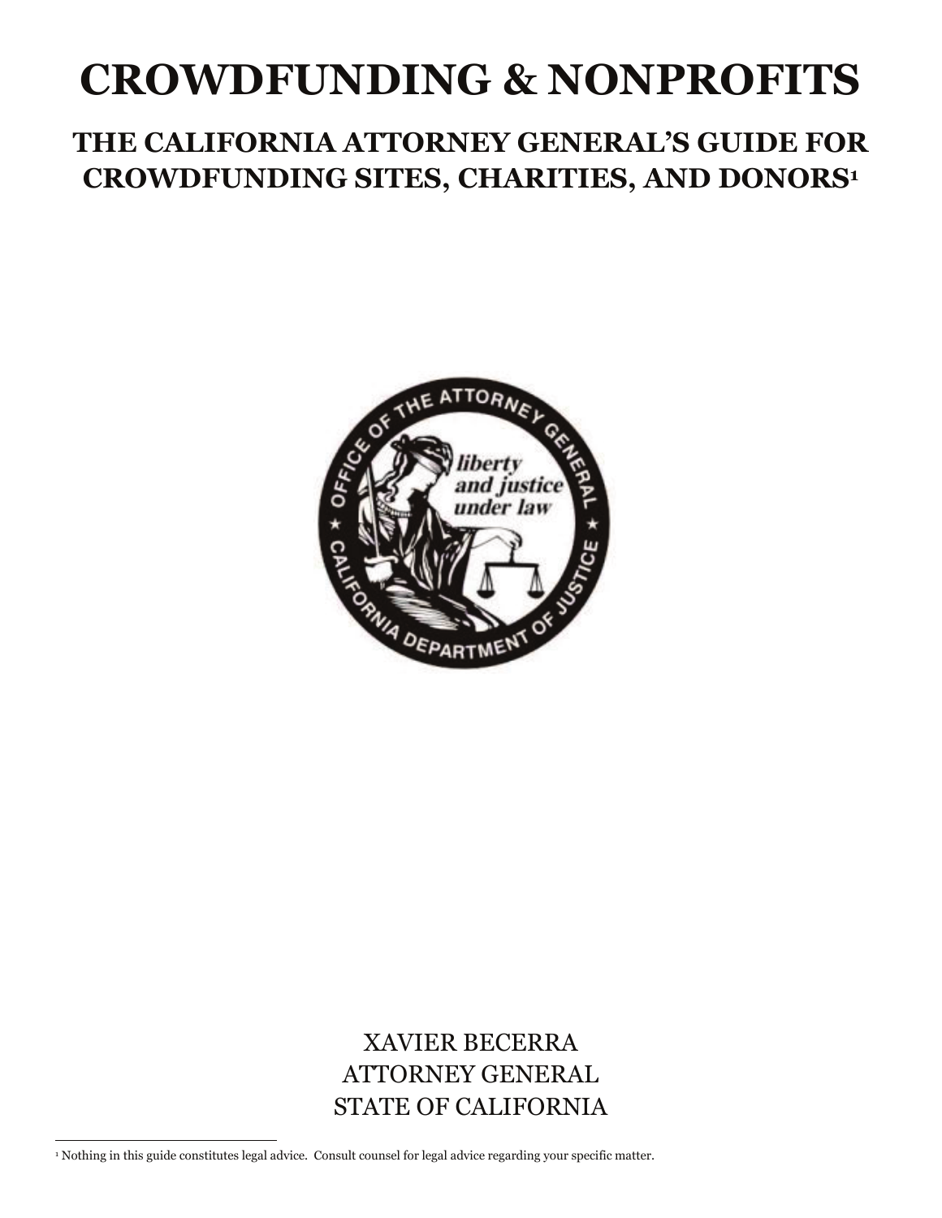# CROWDFUNDING & NONPROFITS

## THE CALIFORNIA ATTORNEY GENERAL'S GUIDE FOR CROWDFUNDING SITES, CHARITIES, AND DONORS[1]

XAVIER BECERRA
ATTORNEY GENERAL
STATE OF CALIFORNIA

[1] Nothing in this guide constitutes legal advice. Consult counsel for legal advice regarding your specific matter.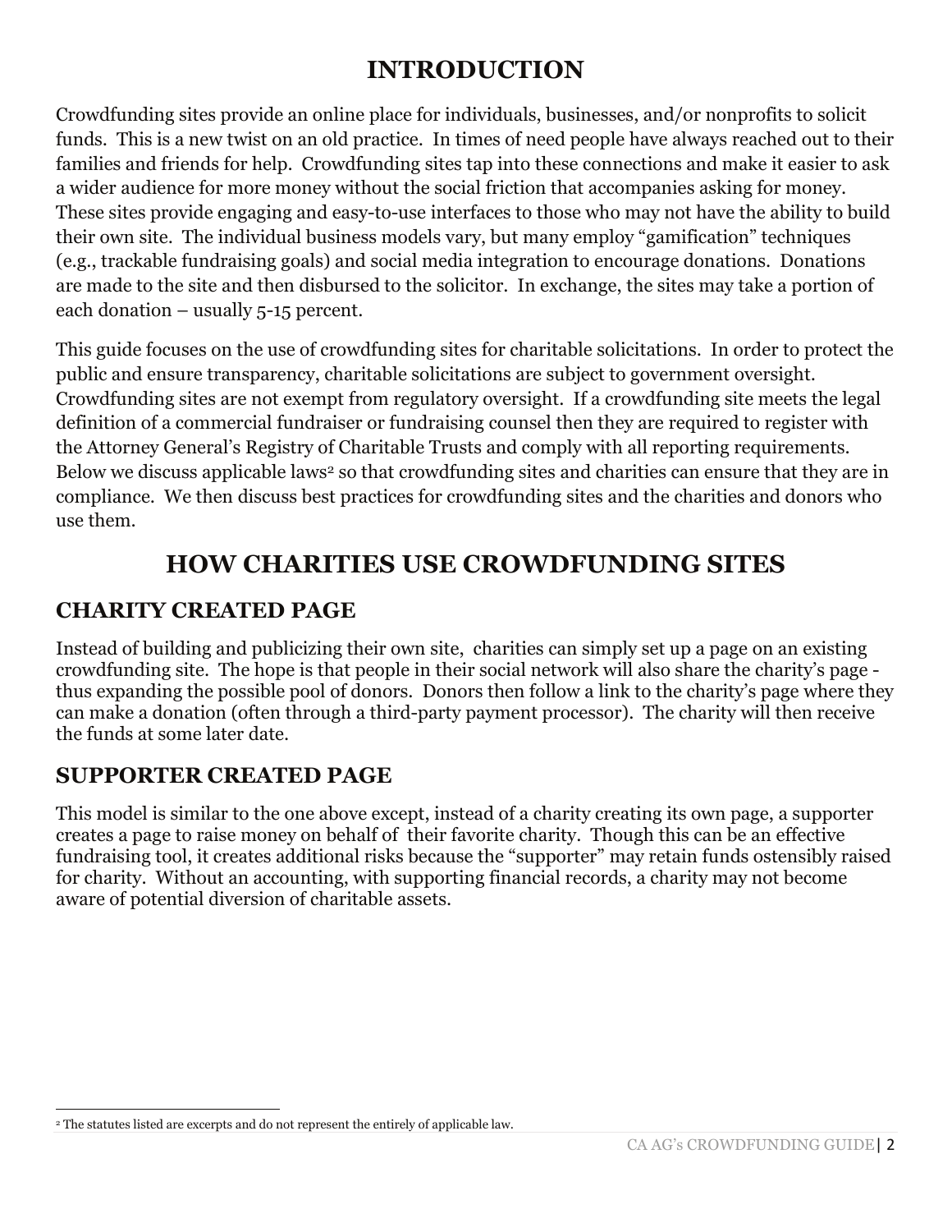# INTRODUCTION

Crowdfunding sites provide an online place for individuals, businesses, and/or nonprofits to solicit funds. This is a new twist on an old practice. In times of need people have always reached out to their families and friends for help. Crowdfunding sites tap into these connections and make it easier to ask a wider audience for more money without the social friction that accompanies asking for money. These sites provide engaging and easy-to-use interfaces to those who may not have the ability to build their own site. The individual business models vary, but many employ "gamification" techniques (e.g., trackable fundraising goals) and social media integration to encourage donations. Donations are made to the site and then disbursed to the solicitor. In exchange, the sites may take a portion of each donation – usually 5-15 percent.

This guide focuses on the use of crowdfunding sites for charitable solicitations. In order to protect the public and ensure transparency, charitable solicitations are subject to government oversight. Crowdfunding sites are not exempt from regulatory oversight. If a crowdfunding site meets the legal definition of a commercial fundraiser or fundraising counsel then they are required to register with the Attorney General's Registry of Charitable Trusts and comply with all reporting requirements. Below we discuss applicable laws[2] so that crowdfunding sites and charities can ensure that they are in compliance. We then discuss best practices for crowdfunding sites and the charities and donors who use them.

# HOW CHARITIES USE CROWDFUNDING SITES

## CHARITY CREATED PAGE

Instead of building and publicizing their own site, charities can simply set up a page on an existing crowdfunding site. The hope is that people in their social network will also share the charity's page - thus expanding the possible pool of donors. Donors then follow a link to the charity's page where they can make a donation (often through a third-party payment processor). The charity will then receive the funds at some later date.

## SUPPORTER CREATED PAGE

This model is similar to the one above except, instead of a charity creating its own page, a supporter creates a page to raise money on behalf of their favorite charity. Though this can be an effective fundraising tool, it creates additional risks because the "supporter" may retain funds ostensibly raised for charity. Without an accounting, with supporting financial records, a charity may not become aware of potential diversion of charitable assets.

---

[2] The statutes listed are excerpts and do not represent the entirely of applicable law.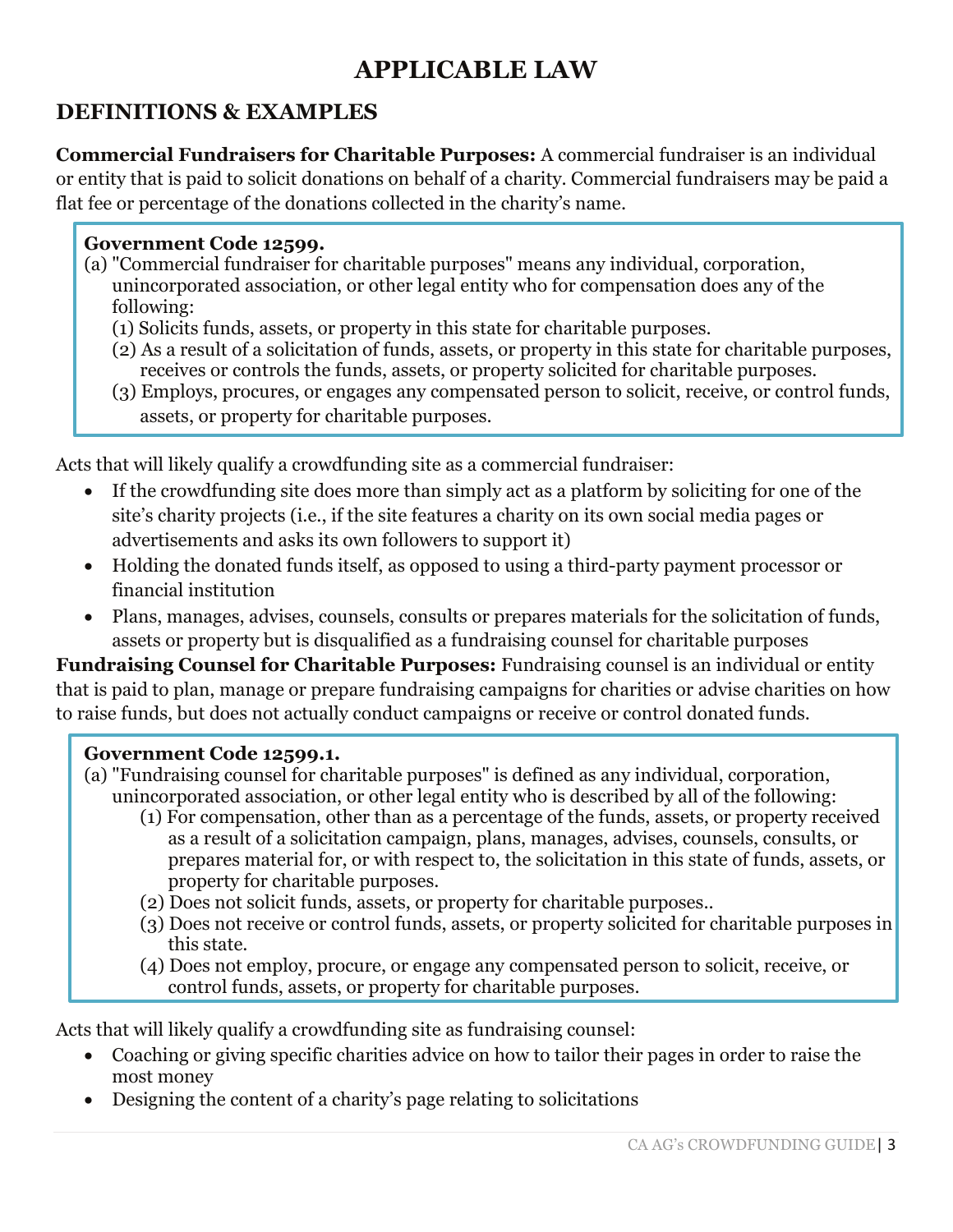# APPLICABLE LAW

## DEFINITIONS & EXAMPLES

**Commercial Fundraisers for Charitable Purposes:** A commercial fundraiser is an individual or entity that is paid to solicit donations on behalf of a charity. Commercial fundraisers may be paid a flat fee or percentage of the donations collected in the charity's name.

> **Government Code 12599.**
>
> (a) "Commercial fundraiser for charitable purposes" means any individual, corporation, unincorporated association, or other legal entity who for compensation does any of the following:
>
> (1) Solicits funds, assets, or property in this state for charitable purposes.
>
> (2) As a result of a solicitation of funds, assets, or property in this state for charitable purposes, receives or controls the funds, assets, or property solicited for charitable purposes.
>
> (3) Employs, procures, or engages any compensated person to solicit, receive, or control funds, assets, or property for charitable purposes.

Acts that will likely qualify a crowdfunding site as a commercial fundraiser:

- If the crowdfunding site does more than simply act as a platform by soliciting for one of the site's charity projects (i.e., if the site features a charity on its own social media pages or advertisements and asks its own followers to support it)
- Holding the donated funds itself, as opposed to using a third-party payment processor or financial institution
- Plans, manages, advises, counsels, consults or prepares materials for the solicitation of funds, assets or property but is disqualified as a fundraising counsel for charitable purposes

**Fundraising Counsel for Charitable Purposes:** Fundraising counsel is an individual or entity that is paid to plan, manage or prepare fundraising campaigns for charities or advise charities on how to raise funds, but does not actually conduct campaigns or receive or control donated funds.

> **Government Code 12599.1.**
>
> (a) "Fundraising counsel for charitable purposes" is defined as any individual, corporation, unincorporated association, or other legal entity who is described by all of the following:
>
> (1) For compensation, other than as a percentage of the funds, assets, or property received as a result of a solicitation campaign, plans, manages, advises, counsels, consults, or prepares material for, or with respect to, the solicitation in this state of funds, assets, or property for charitable purposes.
>
> (2) Does not solicit funds, assets, or property for charitable purposes..
>
> (3) Does not receive or control funds, assets, or property solicited for charitable purposes in this state.
>
> (4) Does not employ, procure, or engage any compensated person to solicit, receive, or control funds, assets, or property for charitable purposes.

Acts that will likely qualify a crowdfunding site as fundraising counsel:

- Coaching or giving specific charities advice on how to tailor their pages in order to raise the most money
- Designing the content of a charity's page relating to solicitations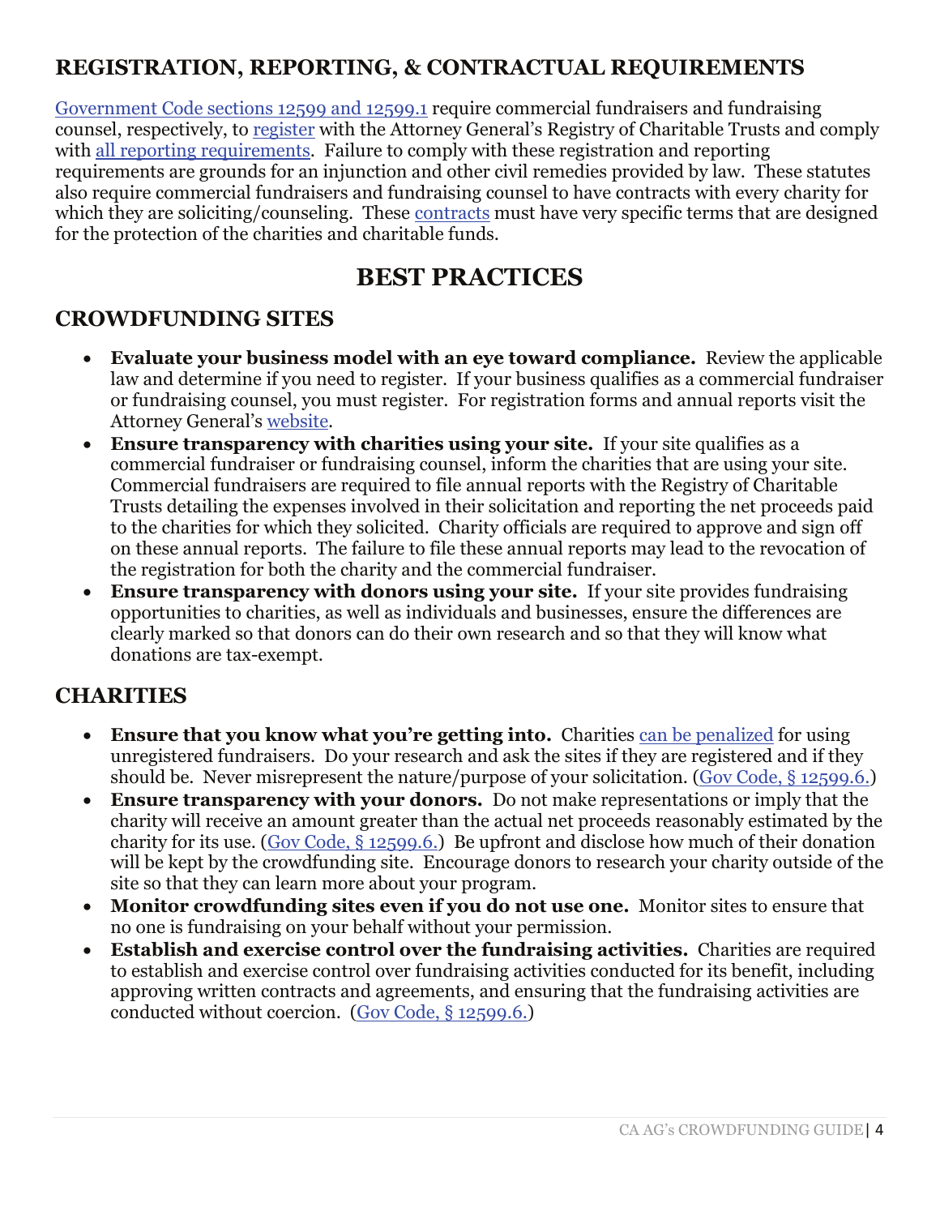## REGISTRATION, REPORTING, & CONTRACTUAL REQUIREMENTS

Government Code sections 12599 and 12599.1 require commercial fundraisers and fundraising counsel, respectively, to register with the Attorney General's Registry of Charitable Trusts and comply with all reporting requirements. Failure to comply with these registration and reporting requirements are grounds for an injunction and other civil remedies provided by law. These statutes also require commercial fundraisers and fundraising counsel to have contracts with every charity for which they are soliciting/counseling. These contracts must have very specific terms that are designed for the protection of the charities and charitable funds.

# BEST PRACTICES

## CROWDFUNDING SITES

- **Evaluate your business model with an eye toward compliance.** Review the applicable law and determine if you need to register. If your business qualifies as a commercial fundraiser or fundraising counsel, you must register. For registration forms and annual reports visit the Attorney General's website.
- **Ensure transparency with charities using your site.** If your site qualifies as a commercial fundraiser or fundraising counsel, inform the charities that are using your site. Commercial fundraisers are required to file annual reports with the Registry of Charitable Trusts detailing the expenses involved in their solicitation and reporting the net proceeds paid to the charities for which they solicited. Charity officials are required to approve and sign off on these annual reports. The failure to file these annual reports may lead to the revocation of the registration for both the charity and the commercial fundraiser.
- **Ensure transparency with donors using your site.** If your site provides fundraising opportunities to charities, as well as individuals and businesses, ensure the differences are clearly marked so that donors can do their own research and so that they will know what donations are tax-exempt.

## CHARITIES

- **Ensure that you know what you're getting into.** Charities can be penalized for using unregistered fundraisers. Do your research and ask the sites if they are registered and if they should be. Never misrepresent the nature/purpose of your solicitation. (Gov Code, § 12599.6.)
- **Ensure transparency with your donors.** Do not make representations or imply that the charity will receive an amount greater than the actual net proceeds reasonably estimated by the charity for its use. (Gov Code, § 12599.6.) Be upfront and disclose how much of their donation will be kept by the crowdfunding site. Encourage donors to research your charity outside of the site so that they can learn more about your program.
- **Monitor crowdfunding sites even if you do not use one.** Monitor sites to ensure that no one is fundraising on your behalf without your permission.
- **Establish and exercise control over the fundraising activities.** Charities are required to establish and exercise control over fundraising activities conducted for its benefit, including approving written contracts and agreements, and ensuring that the fundraising activities are conducted without coercion. (Gov Code, § 12599.6.)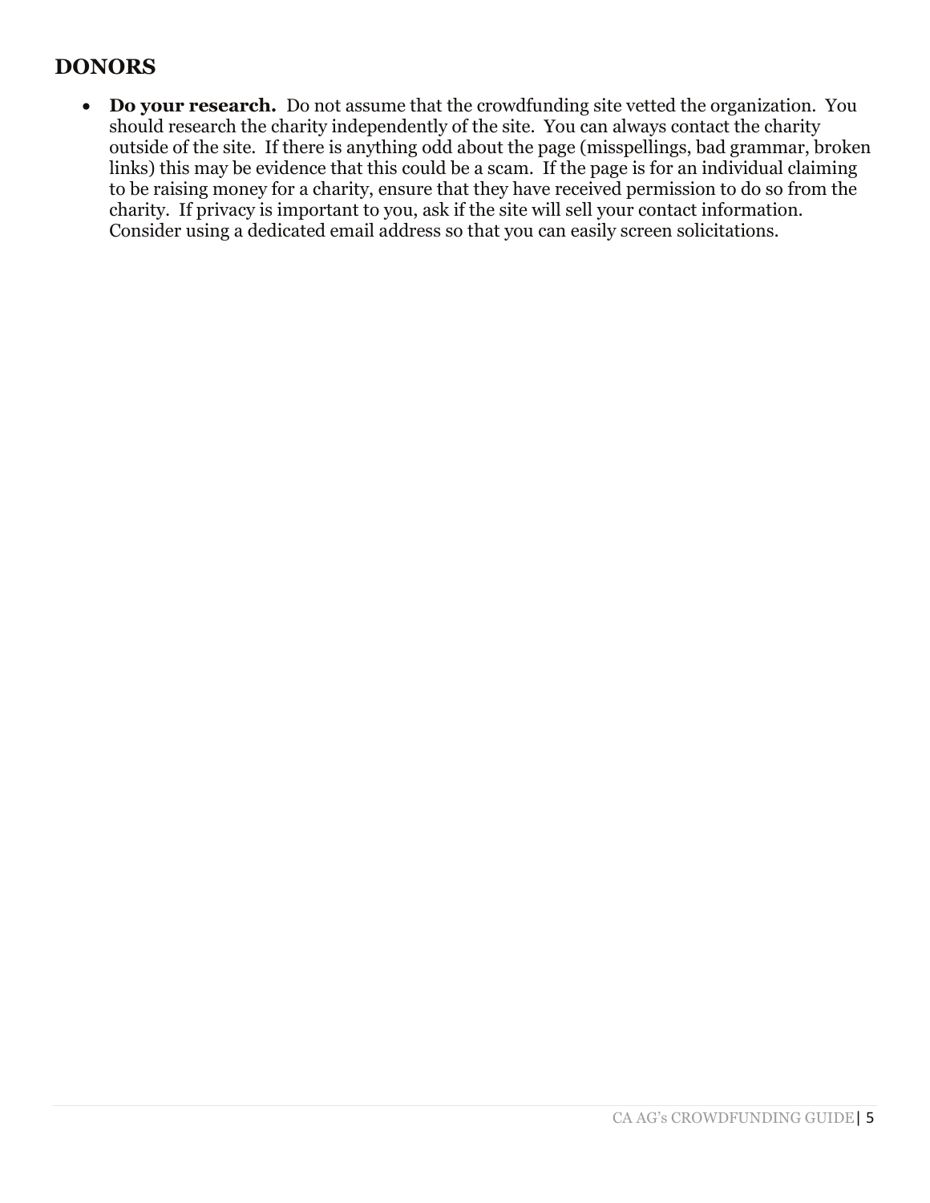## DONORS

- **Do your research.** Do not assume that the crowdfunding site vetted the organization. You should research the charity independently of the site. You can always contact the charity outside of the site. If there is anything odd about the page (misspellings, bad grammar, broken links) this may be evidence that this could be a scam. If the page is for an individual claiming to be raising money for a charity, ensure that they have received permission to do so from the charity. If privacy is important to you, ask if the site will sell your contact information. Consider using a dedicated email address so that you can easily screen solicitations.